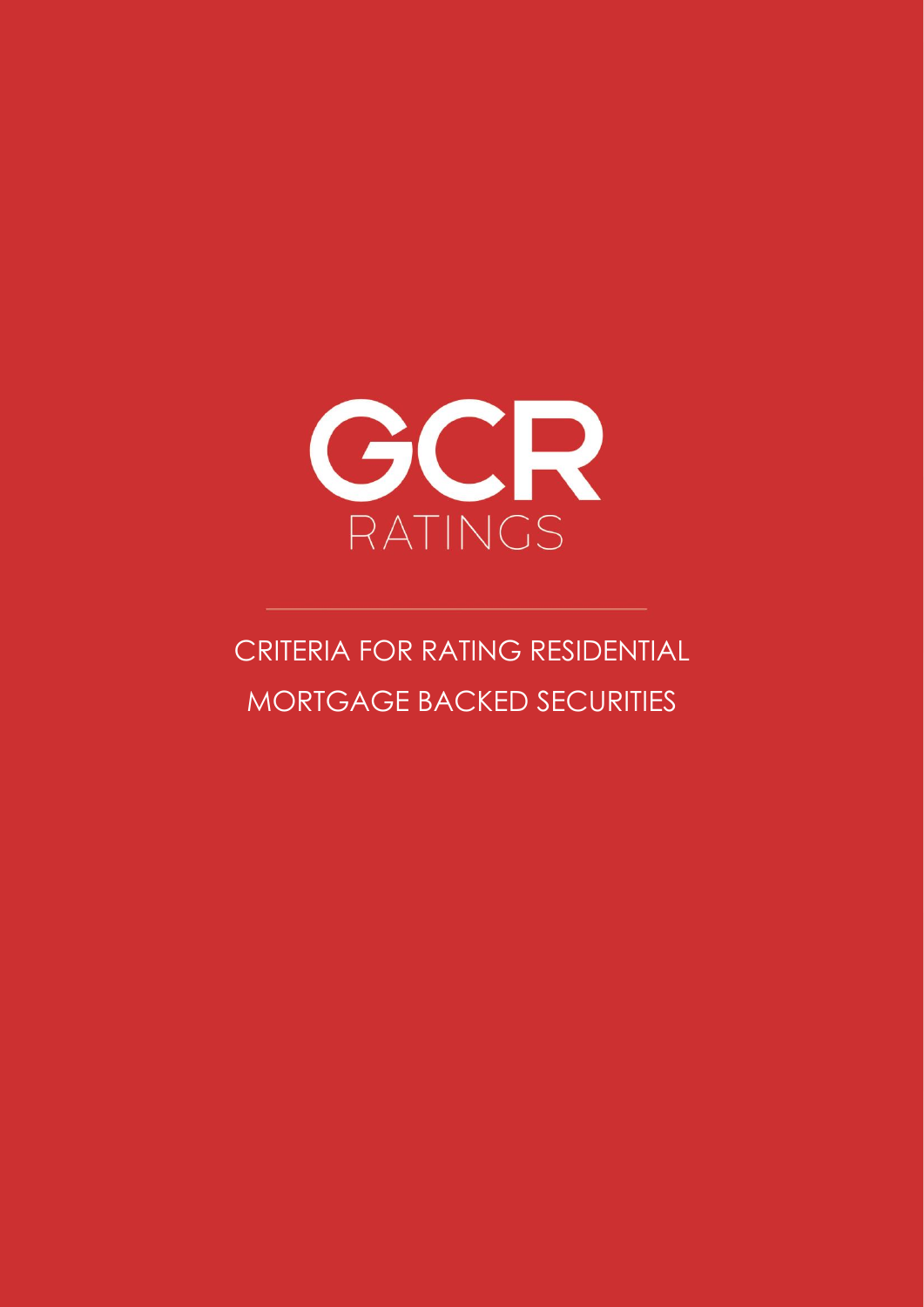GCR

RATINGS

# CRITERIA FOR RATING RESIDENTIAL MORTGAGE BACKED SECURITIES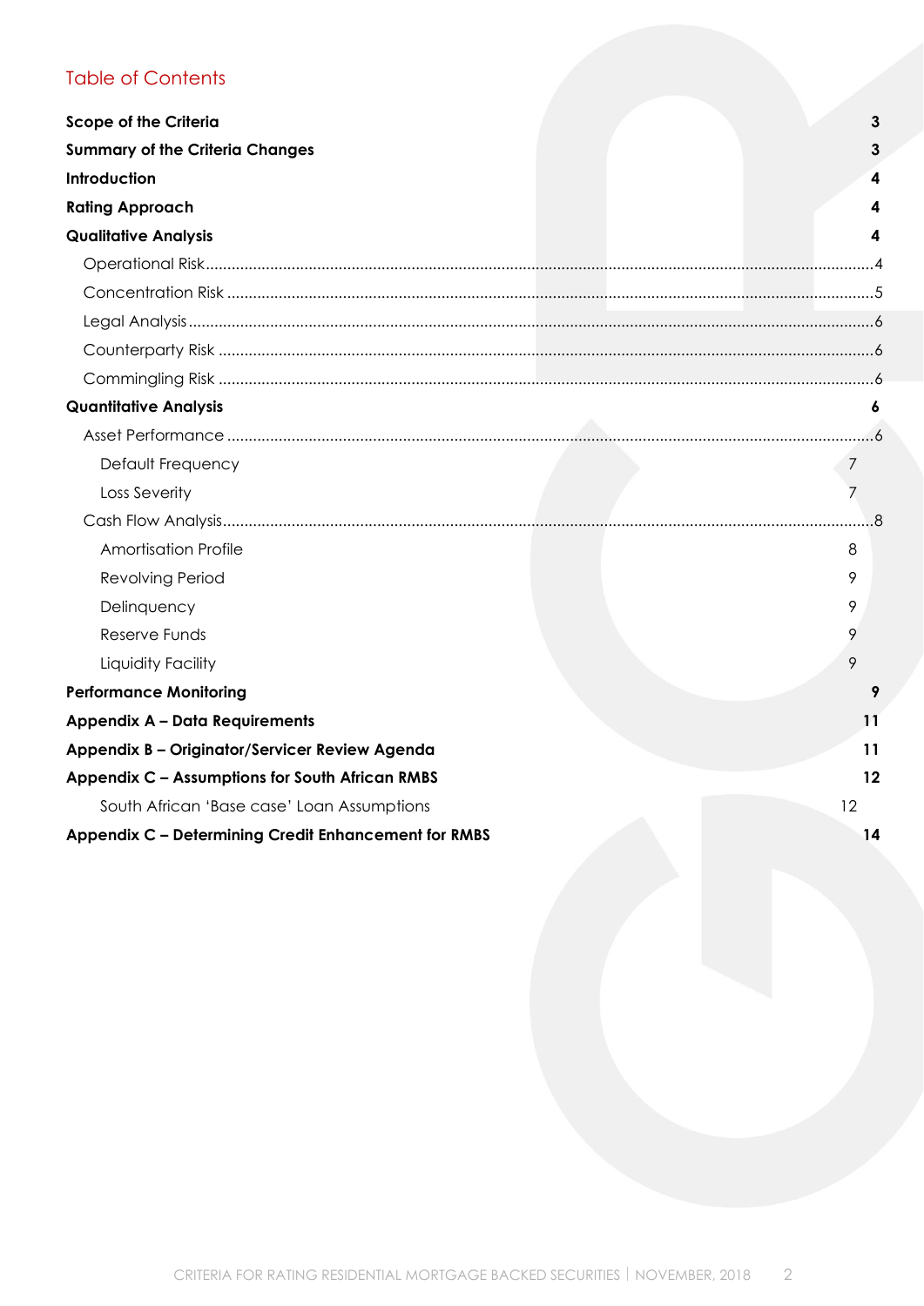## Table of Contents

**Scope of the Criteria** 3
**Summary of the Criteria Changes** 3
**Introduction** 4
**Rating Approach** 4
**Qualitative Analysis** 4

- Operational Risk....4
- Concentration Risk ....5
- Legal Analysis....6
- Counterparty Risk ....6
- Commingling Risk ....6

**Quantitative Analysis** 6

- Asset Performance ....6
  - Default Frequency 7
  - Loss Severity 7
- Cash Flow Analysis....8
  - Amortisation Profile 8
  - Revolving Period 9
  - Delinquency 9
  - Reserve Funds 9
  - Liquidity Facility 9

**Performance Monitoring** 9
**Appendix A – Data Requirements** 11
**Appendix B – Originator/Servicer Review Agenda** 11
**Appendix C – Assumptions for South African RMBS** 12

- South African 'Base case' Loan Assumptions 12

**Appendix C – Determining Credit Enhancement for RMBS** 14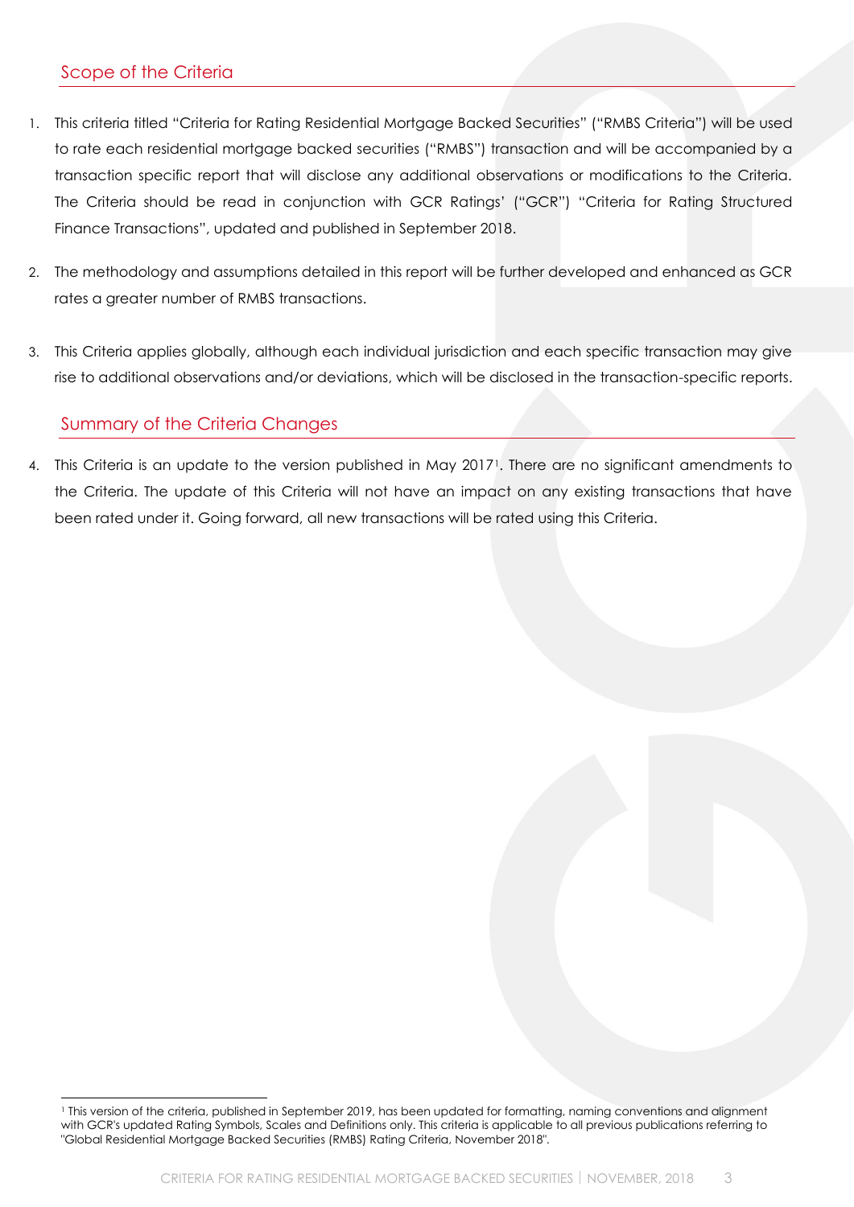## Scope of the Criteria

1. This criteria titled "Criteria for Rating Residential Mortgage Backed Securities" ("RMBS Criteria") will be used to rate each residential mortgage backed securities ("RMBS") transaction and will be accompanied by a transaction specific report that will disclose any additional observations or modifications to the Criteria. The Criteria should be read in conjunction with GCR Ratings' ("GCR") "Criteria for Rating Structured Finance Transactions", updated and published in September 2018.
2. The methodology and assumptions detailed in this report will be further developed and enhanced as GCR rates a greater number of RMBS transactions.
3. This Criteria applies globally, although each individual jurisdiction and each specific transaction may give rise to additional observations and/or deviations, which will be disclosed in the transaction-specific reports.

## Summary of the Criteria Changes

4. This Criteria is an update to the version published in May 2017[1]. There are no significant amendments to the Criteria. The update of this Criteria will not have an impact on any existing transactions that have been rated under it. Going forward, all new transactions will be rated using this Criteria.

[1] This version of the criteria, published in September 2019, has been updated for formatting, naming conventions and alignment with GCR's updated Rating Symbols, Scales and Definitions only. This criteria is applicable to all previous publications referring to "Global Residential Mortgage Backed Securities (RMBS) Rating Criteria, November 2018".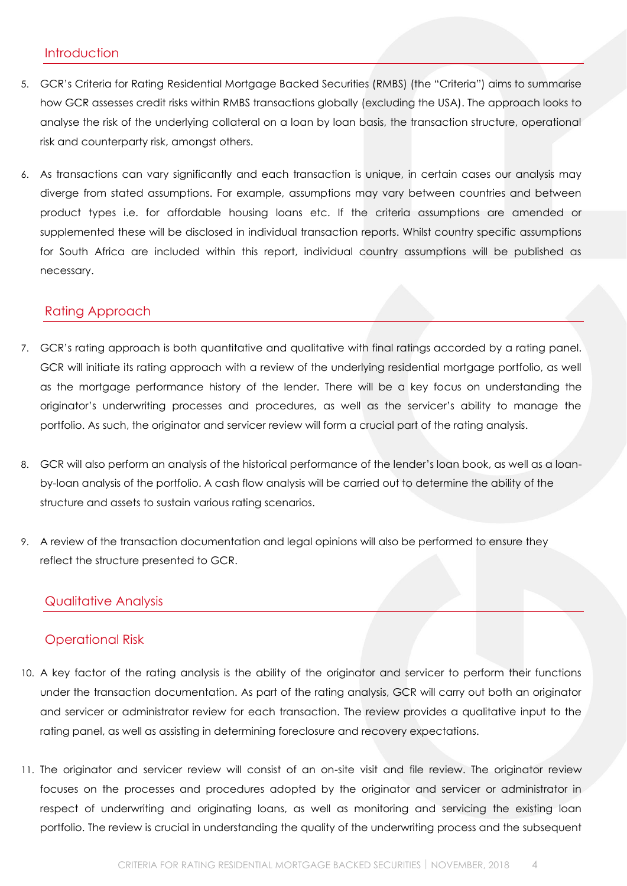## Introduction

5. GCR's Criteria for Rating Residential Mortgage Backed Securities (RMBS) (the "Criteria") aims to summarise how GCR assesses credit risks within RMBS transactions globally (excluding the USA). The approach looks to analyse the risk of the underlying collateral on a loan by loan basis, the transaction structure, operational risk and counterparty risk, amongst others.

6. As transactions can vary significantly and each transaction is unique, in certain cases our analysis may diverge from stated assumptions. For example, assumptions may vary between countries and between product types i.e. for affordable housing loans etc. If the criteria assumptions are amended or supplemented these will be disclosed in individual transaction reports. Whilst country specific assumptions for South Africa are included within this report, individual country assumptions will be published as necessary.

## Rating Approach

7. GCR's rating approach is both quantitative and qualitative with final ratings accorded by a rating panel. GCR will initiate its rating approach with a review of the underlying residential mortgage portfolio, as well as the mortgage performance history of the lender. There will be a key focus on understanding the originator's underwriting processes and procedures, as well as the servicer's ability to manage the portfolio. As such, the originator and servicer review will form a crucial part of the rating analysis.

8. GCR will also perform an analysis of the historical performance of the lender's loan book, as well as a loan-by-loan analysis of the portfolio. A cash flow analysis will be carried out to determine the ability of the structure and assets to sustain various rating scenarios.

9. A review of the transaction documentation and legal opinions will also be performed to ensure they reflect the structure presented to GCR.

## Qualitative Analysis

### Operational Risk

10. A key factor of the rating analysis is the ability of the originator and servicer to perform their functions under the transaction documentation. As part of the rating analysis, GCR will carry out both an originator and servicer or administrator review for each transaction. The review provides a qualitative input to the rating panel, as well as assisting in determining foreclosure and recovery expectations.

11. The originator and servicer review will consist of an on-site visit and file review. The originator review focuses on the processes and procedures adopted by the originator and servicer or administrator in respect of underwriting and originating loans, as well as monitoring and servicing the existing loan portfolio. The review is crucial in understanding the quality of the underwriting process and the subsequent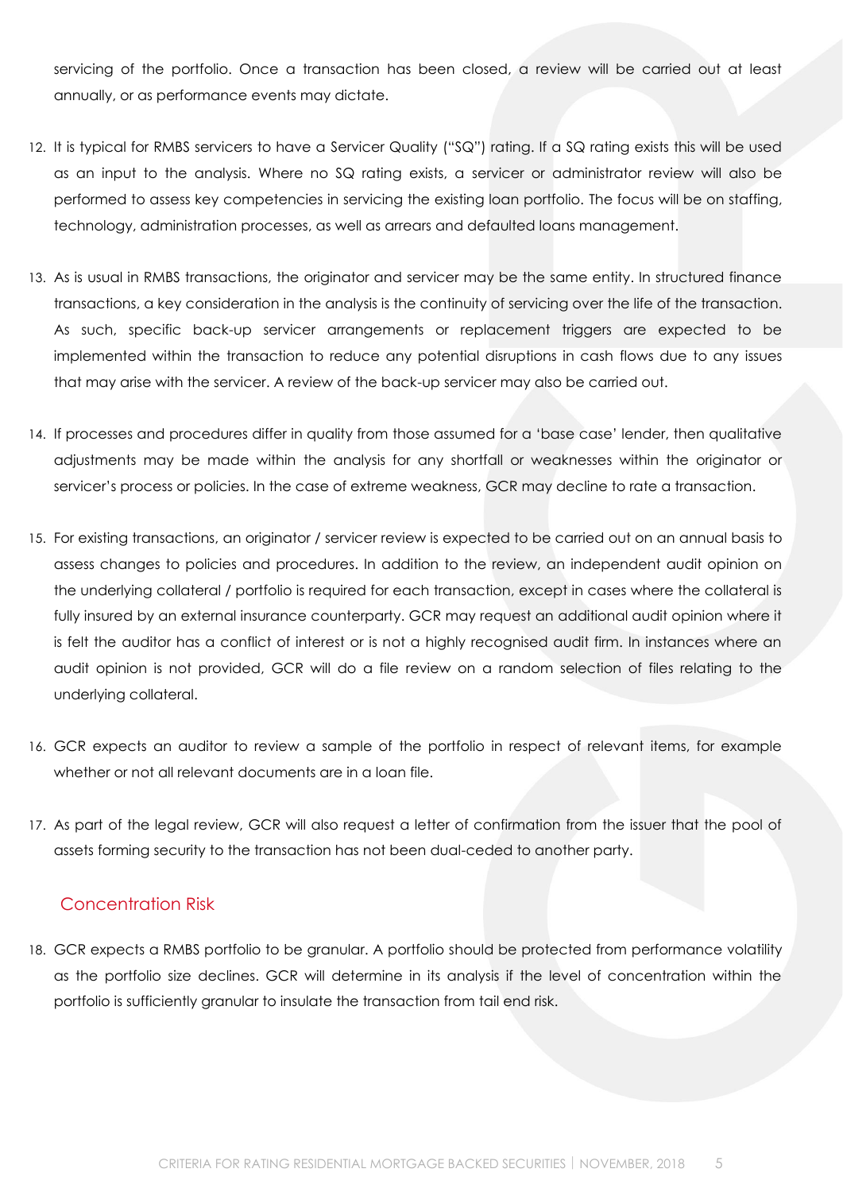servicing of the portfolio. Once a transaction has been closed, a review will be carried out at least annually, or as performance events may dictate.

12. It is typical for RMBS servicers to have a Servicer Quality ("SQ") rating. If a SQ rating exists this will be used as an input to the analysis. Where no SQ rating exists, a servicer or administrator review will also be performed to assess key competencies in servicing the existing loan portfolio. The focus will be on staffing, technology, administration processes, as well as arrears and defaulted loans management.

13. As is usual in RMBS transactions, the originator and servicer may be the same entity. In structured finance transactions, a key consideration in the analysis is the continuity of servicing over the life of the transaction. As such, specific back-up servicer arrangements or replacement triggers are expected to be implemented within the transaction to reduce any potential disruptions in cash flows due to any issues that may arise with the servicer. A review of the back-up servicer may also be carried out.

14. If processes and procedures differ in quality from those assumed for a 'base case' lender, then qualitative adjustments may be made within the analysis for any shortfall or weaknesses within the originator or servicer's process or policies. In the case of extreme weakness, GCR may decline to rate a transaction.

15. For existing transactions, an originator / servicer review is expected to be carried out on an annual basis to assess changes to policies and procedures. In addition to the review, an independent audit opinion on the underlying collateral / portfolio is required for each transaction, except in cases where the collateral is fully insured by an external insurance counterparty. GCR may request an additional audit opinion where it is felt the auditor has a conflict of interest or is not a highly recognised audit firm. In instances where an audit opinion is not provided, GCR will do a file review on a random selection of files relating to the underlying collateral.

16. GCR expects an auditor to review a sample of the portfolio in respect of relevant items, for example whether or not all relevant documents are in a loan file.

17. As part of the legal review, GCR will also request a letter of confirmation from the issuer that the pool of assets forming security to the transaction has not been dual-ceded to another party.

## Concentration Risk

18. GCR expects a RMBS portfolio to be granular. A portfolio should be protected from performance volatility as the portfolio size declines. GCR will determine in its analysis if the level of concentration within the portfolio is sufficiently granular to insulate the transaction from tail end risk.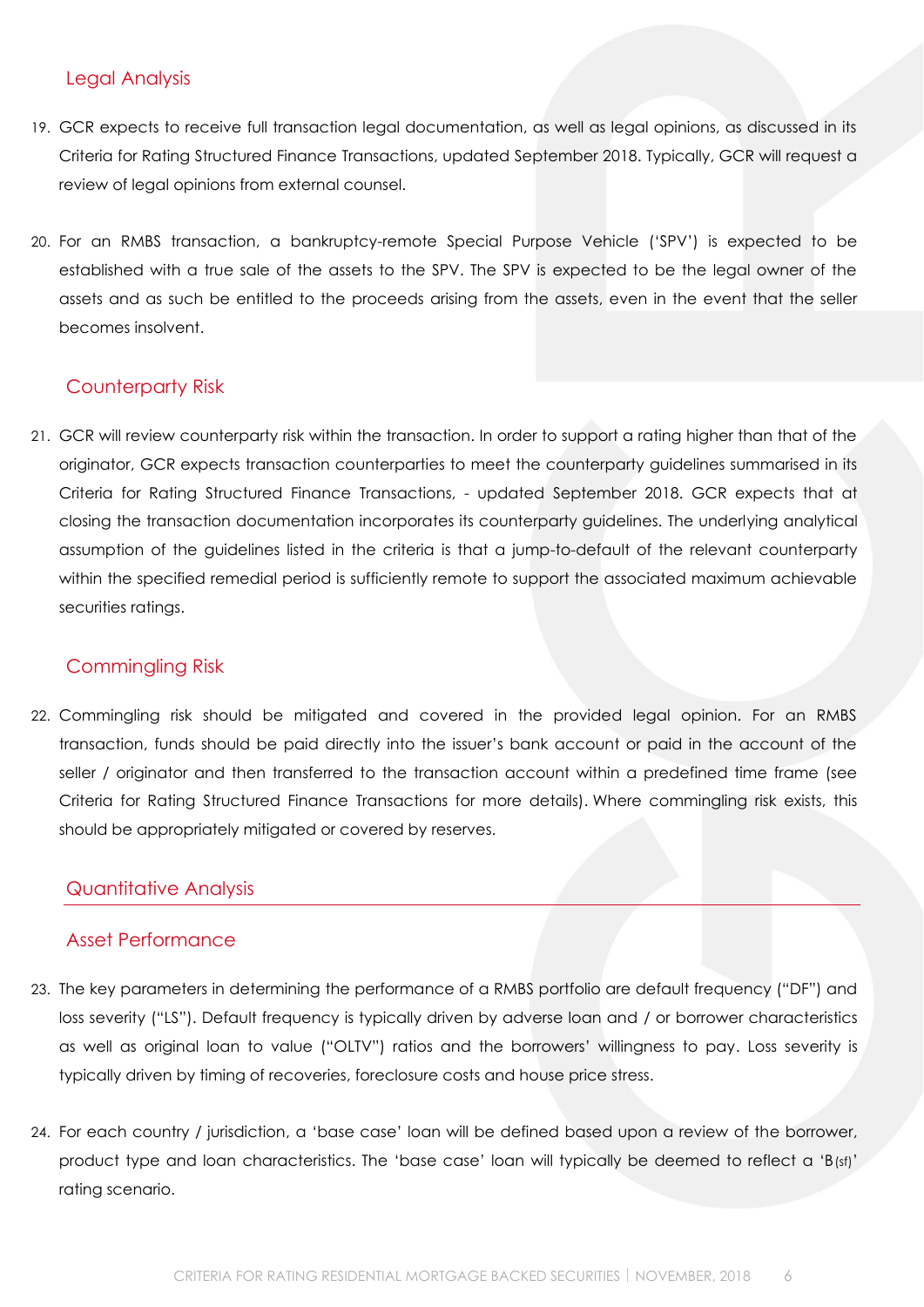## Legal Analysis

19. GCR expects to receive full transaction legal documentation, as well as legal opinions, as discussed in its Criteria for Rating Structured Finance Transactions, updated September 2018. Typically, GCR will request a review of legal opinions from external counsel.

20. For an RMBS transaction, a bankruptcy-remote Special Purpose Vehicle ('SPV') is expected to be established with a true sale of the assets to the SPV. The SPV is expected to be the legal owner of the assets and as such be entitled to the proceeds arising from the assets, even in the event that the seller becomes insolvent.

## Counterparty Risk

21. GCR will review counterparty risk within the transaction. In order to support a rating higher than that of the originator, GCR expects transaction counterparties to meet the counterparty guidelines summarised in its Criteria for Rating Structured Finance Transactions, - updated September 2018. GCR expects that at closing the transaction documentation incorporates its counterparty guidelines. The underlying analytical assumption of the guidelines listed in the criteria is that a jump-to-default of the relevant counterparty within the specified remedial period is sufficiently remote to support the associated maximum achievable securities ratings.

## Commingling Risk

22. Commingling risk should be mitigated and covered in the provided legal opinion. For an RMBS transaction, funds should be paid directly into the issuer's bank account or paid in the account of the seller / originator and then transferred to the transaction account within a predefined time frame (see Criteria for Rating Structured Finance Transactions for more details). Where commingling risk exists, this should be appropriately mitigated or covered by reserves.

# Quantitative Analysis

## Asset Performance

23. The key parameters in determining the performance of a RMBS portfolio are default frequency ("DF") and loss severity ("LS"). Default frequency is typically driven by adverse loan and / or borrower characteristics as well as original loan to value ("OLTV") ratios and the borrowers' willingness to pay. Loss severity is typically driven by timing of recoveries, foreclosure costs and house price stress.

24. For each country / jurisdiction, a 'base case' loan will be defined based upon a review of the borrower, product type and loan characteristics. The 'base case' loan will typically be deemed to reflect a 'B(sf)' rating scenario.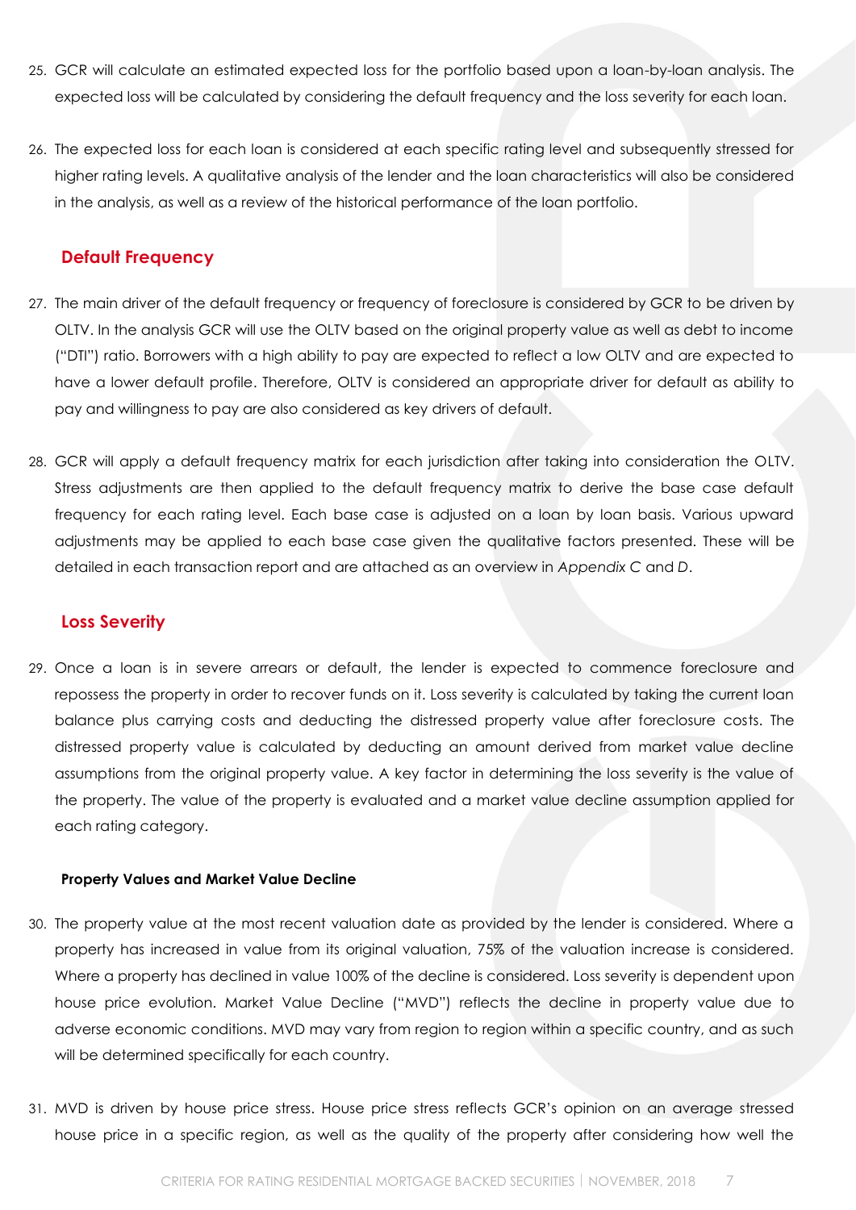25. GCR will calculate an estimated expected loss for the portfolio based upon a loan-by-loan analysis. The expected loss will be calculated by considering the default frequency and the loss severity for each loan.

26. The expected loss for each loan is considered at each specific rating level and subsequently stressed for higher rating levels. A qualitative analysis of the lender and the loan characteristics will also be considered in the analysis, as well as a review of the historical performance of the loan portfolio.

## Default Frequency

27. The main driver of the default frequency or frequency of foreclosure is considered by GCR to be driven by OLTV. In the analysis GCR will use the OLTV based on the original property value as well as debt to income ("DTI") ratio. Borrowers with a high ability to pay are expected to reflect a low OLTV and are expected to have a lower default profile. Therefore, OLTV is considered an appropriate driver for default as ability to pay and willingness to pay are also considered as key drivers of default.

28. GCR will apply a default frequency matrix for each jurisdiction after taking into consideration the OLTV. Stress adjustments are then applied to the default frequency matrix to derive the base case default frequency for each rating level. Each base case is adjusted on a loan by loan basis. Various upward adjustments may be applied to each base case given the qualitative factors presented. These will be detailed in each transaction report and are attached as an overview in *Appendix C* and *D*.

## Loss Severity

29. Once a loan is in severe arrears or default, the lender is expected to commence foreclosure and repossess the property in order to recover funds on it. Loss severity is calculated by taking the current loan balance plus carrying costs and deducting the distressed property value after foreclosure costs. The distressed property value is calculated by deducting an amount derived from market value decline assumptions from the original property value. A key factor in determining the loss severity is the value of the property. The value of the property is evaluated and a market value decline assumption applied for each rating category.

### Property Values and Market Value Decline

30. The property value at the most recent valuation date as provided by the lender is considered. Where a property has increased in value from its original valuation, 75% of the valuation increase is considered. Where a property has declined in value 100% of the decline is considered. Loss severity is dependent upon house price evolution. Market Value Decline ("MVD") reflects the decline in property value due to adverse economic conditions. MVD may vary from region to region within a specific country, and as such will be determined specifically for each country.

31. MVD is driven by house price stress. House price stress reflects GCR's opinion on an average stressed house price in a specific region, as well as the quality of the property after considering how well the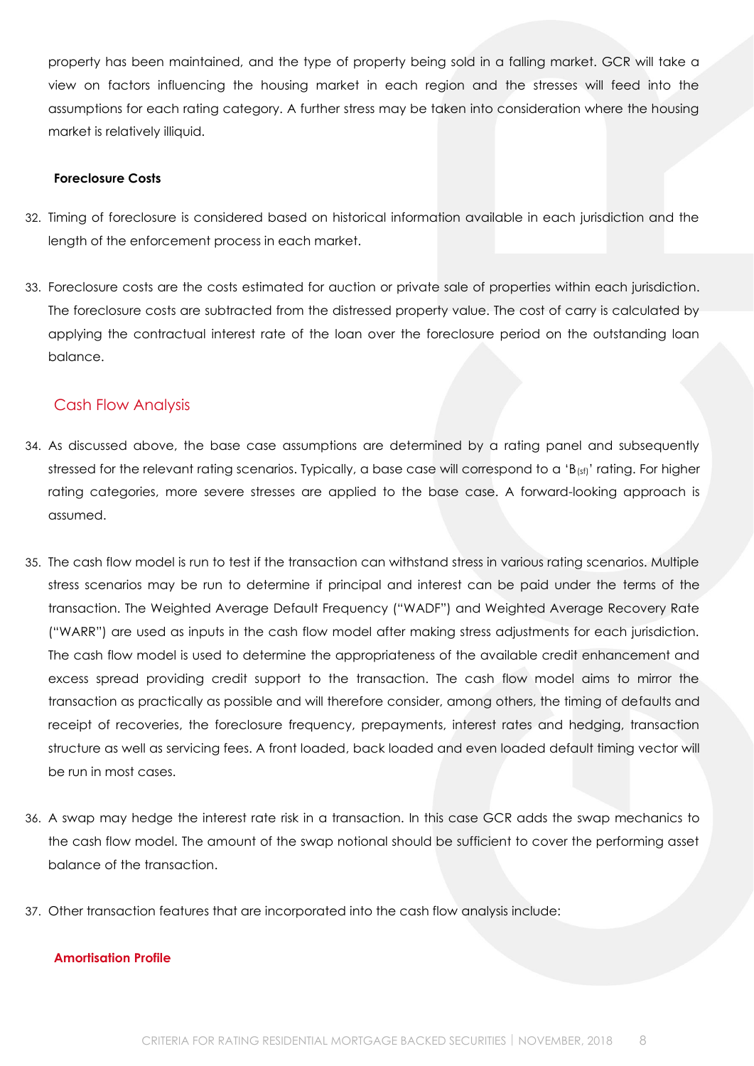property has been maintained, and the type of property being sold in a falling market. GCR will take a view on factors influencing the housing market in each region and the stresses will feed into the assumptions for each rating category. A further stress may be taken into consideration where the housing market is relatively illiquid.

**Foreclosure Costs**

32. Timing of foreclosure is considered based on historical information available in each jurisdiction and the length of the enforcement process in each market.

33. Foreclosure costs are the costs estimated for auction or private sale of properties within each jurisdiction. The foreclosure costs are subtracted from the distressed property value. The cost of carry is calculated by applying the contractual interest rate of the loan over the foreclosure period on the outstanding loan balance.

## Cash Flow Analysis

34. As discussed above, the base case assumptions are determined by a rating panel and subsequently stressed for the relevant rating scenarios. Typically, a base case will correspond to a '$B_{(sf)}$' rating. For higher rating categories, more severe stresses are applied to the base case. A forward-looking approach is assumed.

35. The cash flow model is run to test if the transaction can withstand stress in various rating scenarios. Multiple stress scenarios may be run to determine if principal and interest can be paid under the terms of the transaction. The Weighted Average Default Frequency ("WADF") and Weighted Average Recovery Rate ("WARR") are used as inputs in the cash flow model after making stress adjustments for each jurisdiction. The cash flow model is used to determine the appropriateness of the available credit enhancement and excess spread providing credit support to the transaction. The cash flow model aims to mirror the transaction as practically as possible and will therefore consider, among others, the timing of defaults and receipt of recoveries, the foreclosure frequency, prepayments, interest rates and hedging, transaction structure as well as servicing fees. A front loaded, back loaded and even loaded default timing vector will be run in most cases.

36. A swap may hedge the interest rate risk in a transaction. In this case GCR adds the swap mechanics to the cash flow model. The amount of the swap notional should be sufficient to cover the performing asset balance of the transaction.

37. Other transaction features that are incorporated into the cash flow analysis include:

**Amortisation Profile**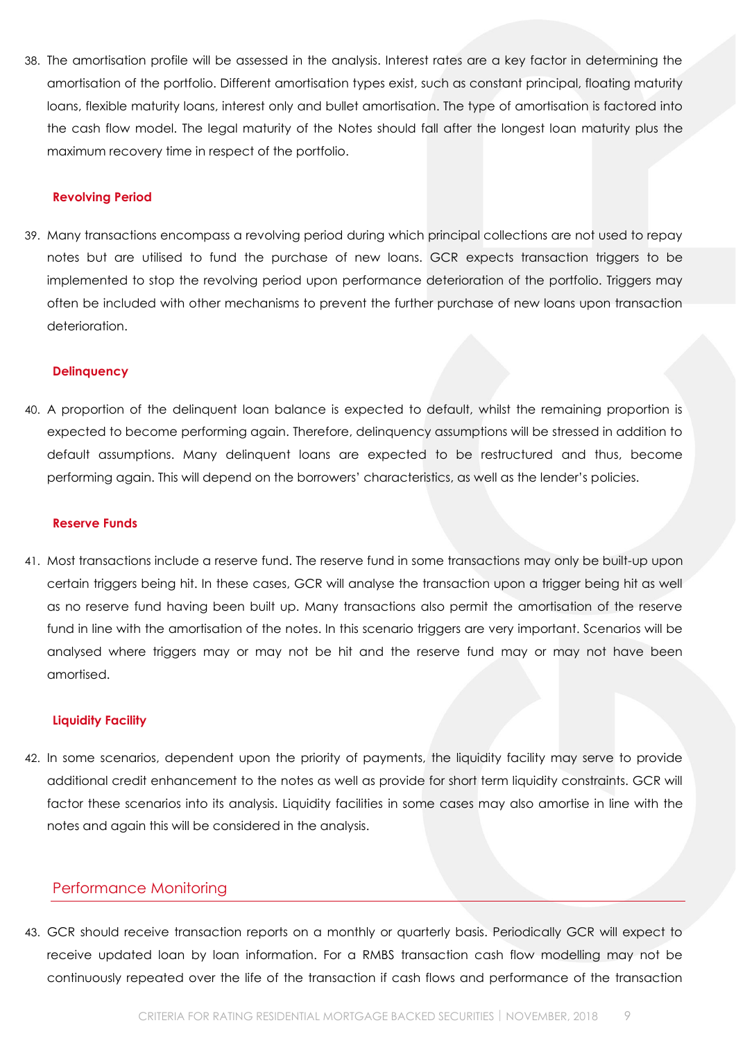38. The amortisation profile will be assessed in the analysis. Interest rates are a key factor in determining the amortisation of the portfolio. Different amortisation types exist, such as constant principal, floating maturity loans, flexible maturity loans, interest only and bullet amortisation. The type of amortisation is factored into the cash flow model. The legal maturity of the Notes should fall after the longest loan maturity plus the maximum recovery time in respect of the portfolio.

#### Revolving Period

39. Many transactions encompass a revolving period during which principal collections are not used to repay notes but are utilised to fund the purchase of new loans. GCR expects transaction triggers to be implemented to stop the revolving period upon performance deterioration of the portfolio. Triggers may often be included with other mechanisms to prevent the further purchase of new loans upon transaction deterioration.

#### Delinquency

40. A proportion of the delinquent loan balance is expected to default, whilst the remaining proportion is expected to become performing again. Therefore, delinquency assumptions will be stressed in addition to default assumptions. Many delinquent loans are expected to be restructured and thus, become performing again. This will depend on the borrowers' characteristics, as well as the lender's policies.

#### Reserve Funds

41. Most transactions include a reserve fund. The reserve fund in some transactions may only be built-up upon certain triggers being hit. In these cases, GCR will analyse the transaction upon a trigger being hit as well as no reserve fund having been built up. Many transactions also permit the amortisation of the reserve fund in line with the amortisation of the notes. In this scenario triggers are very important. Scenarios will be analysed where triggers may or may not be hit and the reserve fund may or may not have been amortised.

#### Liquidity Facility

42. In some scenarios, dependent upon the priority of payments, the liquidity facility may serve to provide additional credit enhancement to the notes as well as provide for short term liquidity constraints. GCR will factor these scenarios into its analysis. Liquidity facilities in some cases may also amortise in line with the notes and again this will be considered in the analysis.

## Performance Monitoring

43. GCR should receive transaction reports on a monthly or quarterly basis. Periodically GCR will expect to receive updated loan by loan information. For a RMBS transaction cash flow modelling may not be continuously repeated over the life of the transaction if cash flows and performance of the transaction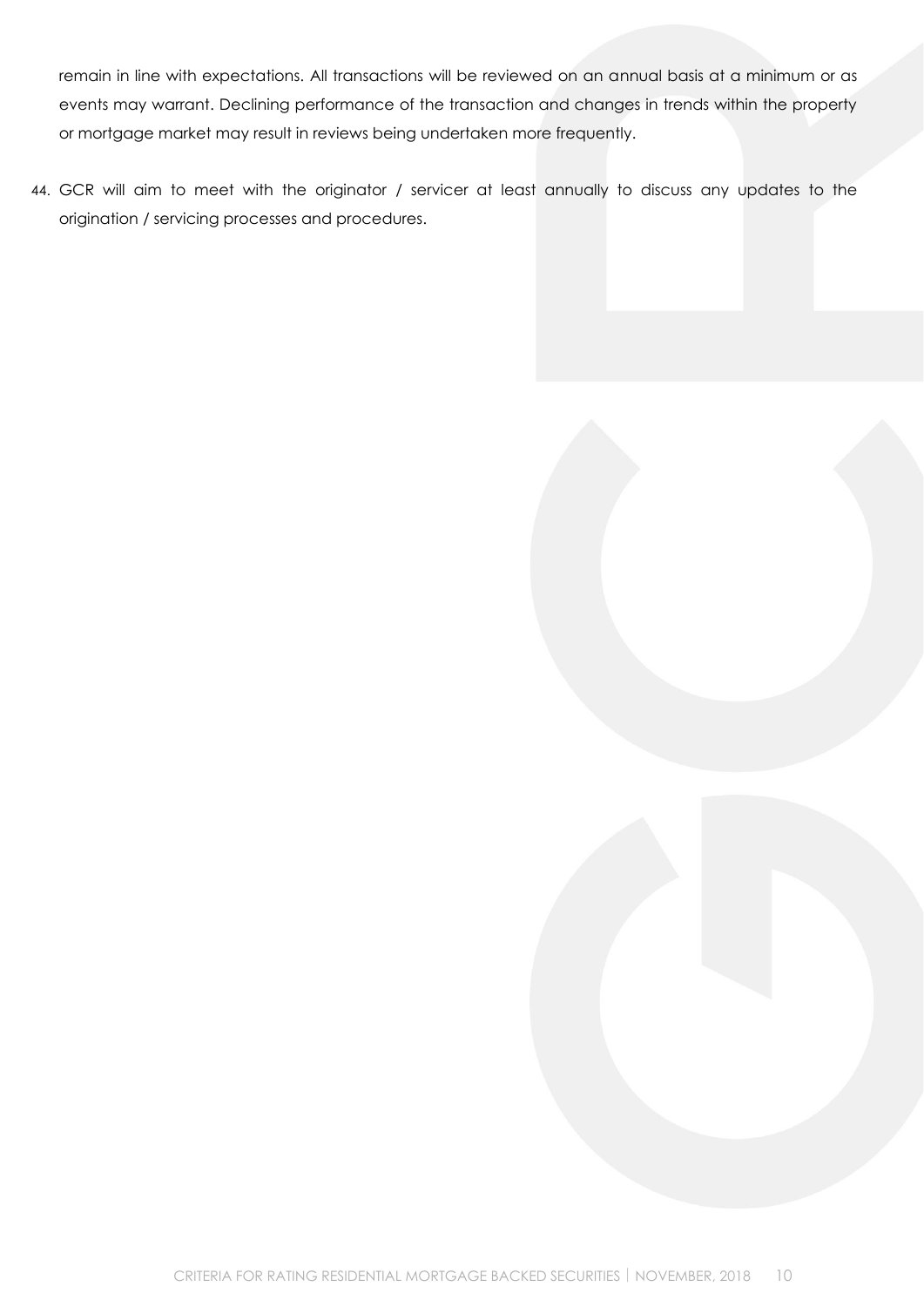remain in line with expectations. All transactions will be reviewed on an annual basis at a minimum or as events may warrant. Declining performance of the transaction and changes in trends within the property or mortgage market may result in reviews being undertaken more frequently.

44. GCR will aim to meet with the originator / servicer at least annually to discuss any updates to the origination / servicing processes and procedures.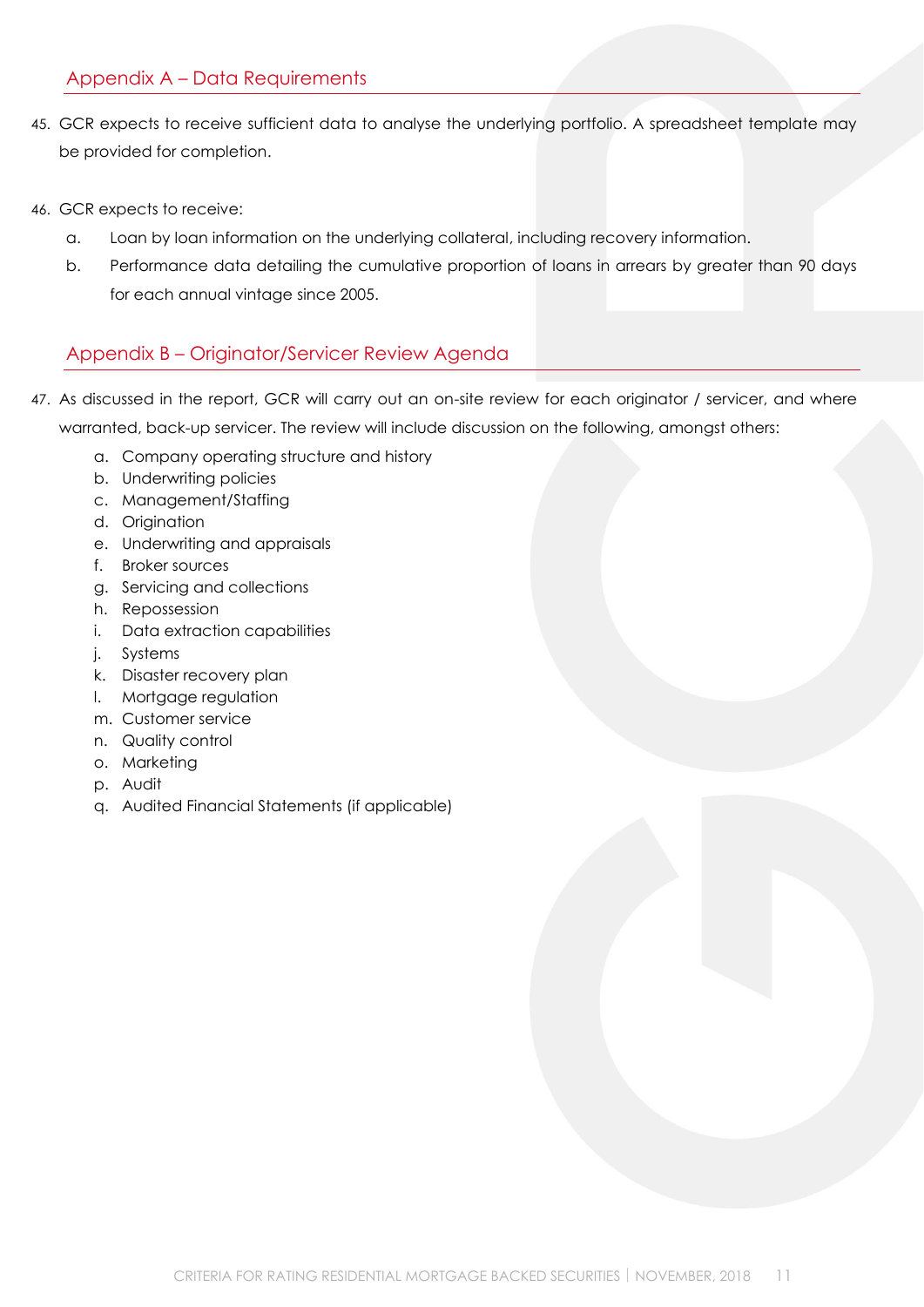## Appendix A – Data Requirements

45. GCR expects to receive sufficient data to analyse the underlying portfolio. A spreadsheet template may be provided for completion.

46. GCR expects to receive:
    a. Loan by loan information on the underlying collateral, including recovery information.
    b. Performance data detailing the cumulative proportion of loans in arrears by greater than 90 days for each annual vintage since 2005.

## Appendix B – Originator/Servicer Review Agenda

47. As discussed in the report, GCR will carry out an on-site review for each originator / servicer, and where warranted, back-up servicer. The review will include discussion on the following, amongst others:
    a. Company operating structure and history
    b. Underwriting policies
    c. Management/Staffing
    d. Origination
    e. Underwriting and appraisals
    f. Broker sources
    g. Servicing and collections
    h. Repossession
    i. Data extraction capabilities
    j. Systems
    k. Disaster recovery plan
    l. Mortgage regulation
    m. Customer service
    n. Quality control
    o. Marketing
    p. Audit
    q. Audited Financial Statements (if applicable)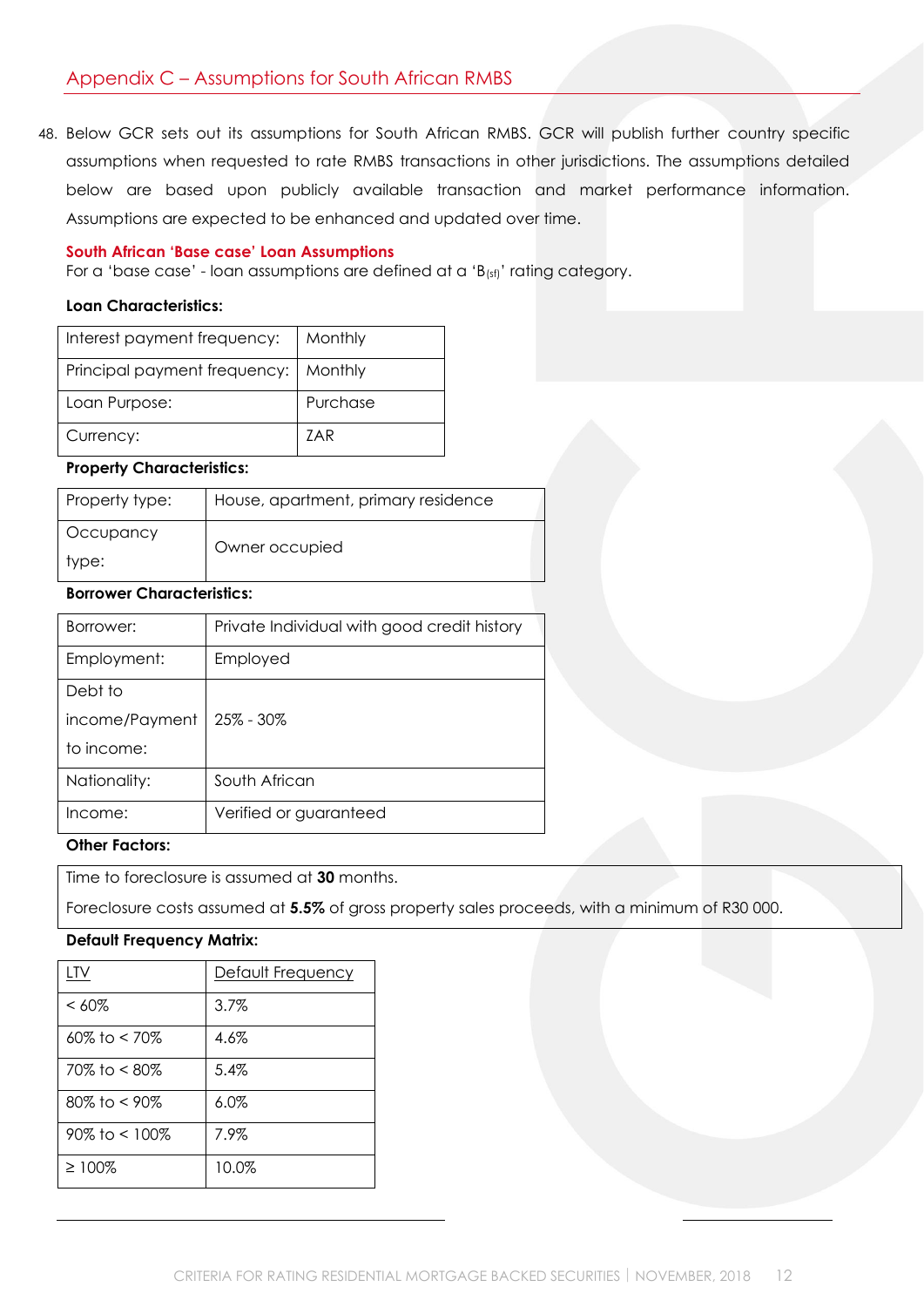## Appendix C – Assumptions for South African RMBS

48. Below GCR sets out its assumptions for South African RMBS. GCR will publish further country specific assumptions when requested to rate RMBS transactions in other jurisdictions. The assumptions detailed below are based upon publicly available transaction and market performance information. Assumptions are expected to be enhanced and updated over time.

**South African 'Base case' Loan Assumptions**

For a 'base case' - loan assumptions are defined at a '$B_{(sf)}$' rating category.

**Loan Characteristics:**

| | |
|---|---|
| Interest payment frequency: | Monthly |
| Principal payment frequency: | Monthly |
| Loan Purpose: | Purchase |
| Currency: | ZAR |

**Property Characteristics:**

| | |
|---|---|
| Property type: | House, apartment, primary residence |
| Occupancy type: | Owner occupied |

**Borrower Characteristics:**

| | |
|---|---|
| Borrower: | Private Individual with good credit history |
| Employment: | Employed |
| Debt to income/Payment to income: | 25% - 30% |
| Nationality: | South African |
| Income: | Verified or guaranteed |

**Other Factors:**

Time to foreclosure is assumed at **30** months.

Foreclosure costs assumed at **5.5%** of gross property sales proceeds, with a minimum of R30 000.

**Default Frequency Matrix:**

| LTV | Default Frequency |
|---|---|
| < 60% | 3.7% |
| 60% to < 70% | 4.6% |
| 70% to < 80% | 5.4% |
| 80% to < 90% | 6.0% |
| 90% to < 100% | 7.9% |
| ≥ 100% | 10.0% |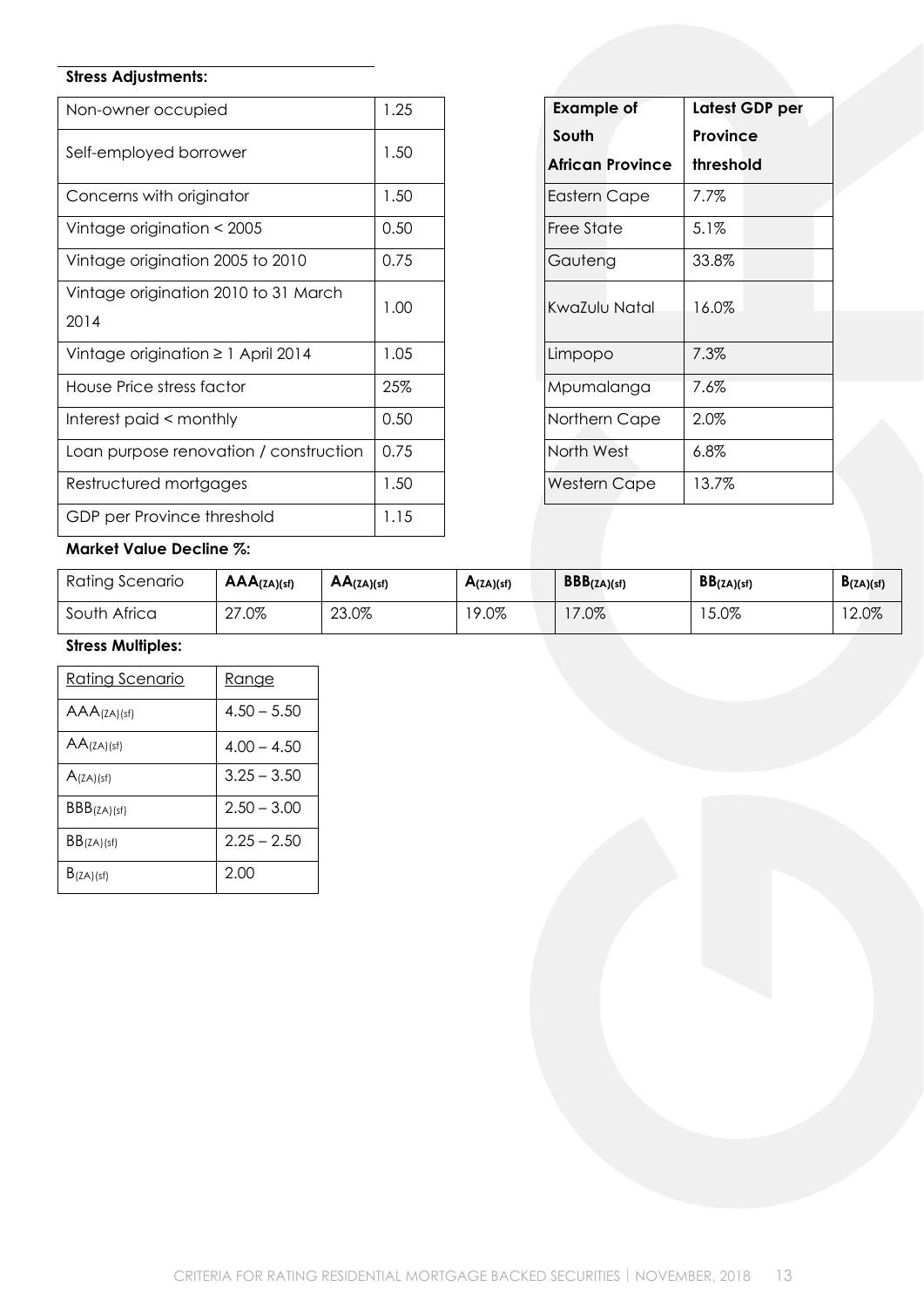**Stress Adjustments:**

| Non-owner occupied | 1.25 |
|---|---|
| Self-employed borrower | 1.50 |
| Concerns with originator | 1.50 |
| Vintage origination < 2005 | 0.50 |
| Vintage origination 2005 to 2010 | 0.75 |
| Vintage origination 2010 to 31 March 2014 | 1.00 |
| Vintage origination ≥ 1 April 2014 | 1.05 |
| House Price stress factor | 25% |
| Interest paid < monthly | 0.50 |
| Loan purpose renovation / construction | 0.75 |
| Restructured mortgages | 1.50 |
| GDP per Province threshold | 1.15 |

| Example of South African Province | Latest GDP per Province threshold |
|---|---|
| Eastern Cape | 7.7% |
| Free State | 5.1% |
| Gauteng | 33.8% |
| KwaZulu Natal | 16.0% |
| Limpopo | 7.3% |
| Mpumalanga | 7.6% |
| Northern Cape | 2.0% |
| North West | 6.8% |
| Western Cape | 13.7% |

**Market Value Decline %:**

| Rating Scenario | $AAA_{(ZA)(sf)}$ | $AA_{(ZA)(sf)}$ | $A_{(ZA)(sf)}$ | $BBB_{(ZA)(sf)}$ | $BB_{(ZA)(sf)}$ | $B_{(ZA)(sf)}$ |
|---|---|---|---|---|---|---|
| South Africa | 27.0% | 23.0% | 19.0% | 17.0% | 15.0% | 12.0% |

**Stress Multiples:**

| Rating Scenario | Range |
|---|---|
| $AAA_{(ZA)(sf)}$ | 4.50 – 5.50 |
| $AA_{(ZA)(sf)}$ | 4.00 – 4.50 |
| $A_{(ZA)(sf)}$ | 3.25 – 3.50 |
| $BBB_{(ZA)(sf)}$ | 2.50 – 3.00 |
| $BB_{(ZA)(sf)}$ | 2.25 – 2.50 |
| $B_{(ZA)(sf)}$ | 2.00 |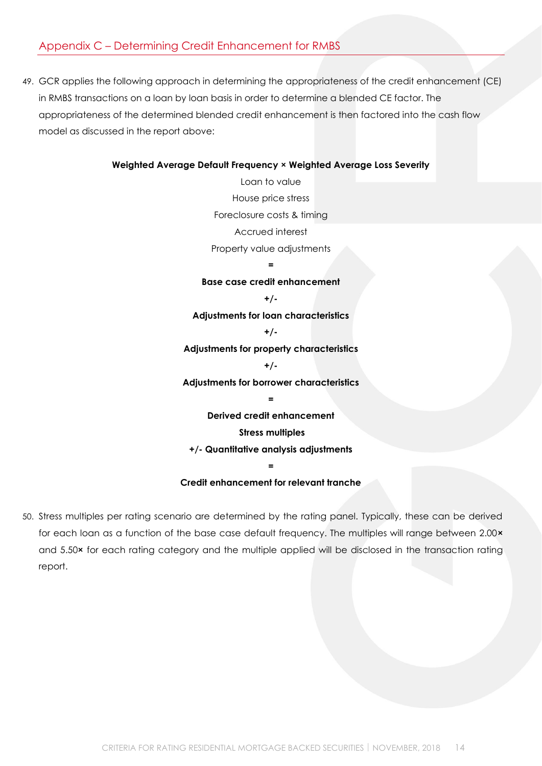## Appendix C – Determining Credit Enhancement for RMBS

49. GCR applies the following approach in determining the appropriateness of the credit enhancement (CE) in RMBS transactions on a loan by loan basis in order to determine a blended CE factor. The appropriateness of the determined blended credit enhancement is then factored into the cash flow model as discussed in the report above:

**Weighted Average Default Frequency × Weighted Average Loss Severity**

Loan to value

House price stress

Foreclosure costs & timing

Accrued interest

Property value adjustments

**=**

**Base case credit enhancement**

**+/-**

**Adjustments for loan characteristics**

**+/-**

**Adjustments for property characteristics**

**+/-**

**Adjustments for borrower characteristics**

**=**

**Derived credit enhancement**

**Stress multiples**

**+/- Quantitative analysis adjustments**

**=**

**Credit enhancement for relevant tranche**

50. Stress multiples per rating scenario are determined by the rating panel. Typically, these can be derived for each loan as a function of the base case default frequency. The multiples will range between 2.00**×** and 5.50**×** for each rating category and the multiple applied will be disclosed in the transaction rating report.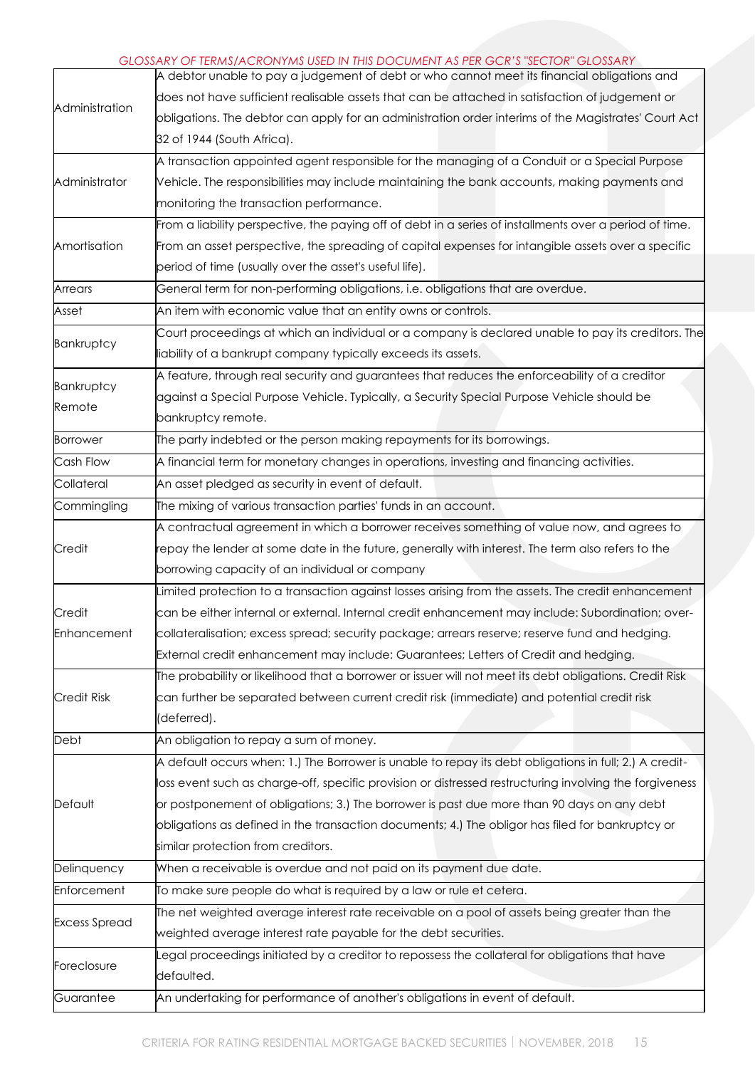*GLOSSARY OF TERMS/ACRONYMS USED IN THIS DOCUMENT AS PER GCR'S "SECTOR" GLOSSARY*

| | |
|---|---|
| Administration | A debtor unable to pay a judgement of debt or who cannot meet its financial obligations and does not have sufficient realisable assets that can be attached in satisfaction of judgement or obligations. The debtor can apply for an administration order interims of the Magistrates' Court Act 32 of 1944 (South Africa). |
| Administrator | A transaction appointed agent responsible for the managing of a Conduit or a Special Purpose Vehicle. The responsibilities may include maintaining the bank accounts, making payments and monitoring the transaction performance. |
| Amortisation | From a liability perspective, the paying off of debt in a series of installments over a period of time. From an asset perspective, the spreading of capital expenses for intangible assets over a specific period of time (usually over the asset's useful life). |
| Arrears | General term for non-performing obligations, i.e. obligations that are overdue. |
| Asset | An item with economic value that an entity owns or controls. |
| Bankruptcy | Court proceedings at which an individual or a company is declared unable to pay its creditors. The liability of a bankrupt company typically exceeds its assets. |
| Bankruptcy Remote | A feature, through real security and guarantees that reduces the enforceability of a creditor against a Special Purpose Vehicle. Typically, a Security Special Purpose Vehicle should be bankruptcy remote. |
| Borrower | The party indebted or the person making repayments for its borrowings. |
| Cash Flow | A financial term for monetary changes in operations, investing and financing activities. |
| Collateral | An asset pledged as security in event of default. |
| Commingling | The mixing of various transaction parties' funds in an account. |
| Credit | A contractual agreement in which a borrower receives something of value now, and agrees to repay the lender at some date in the future, generally with interest. The term also refers to the borrowing capacity of an individual or company |
| Credit Enhancement | Limited protection to a transaction against losses arising from the assets. The credit enhancement can be either internal or external. Internal credit enhancement may include: Subordination; over-collateralisation; excess spread; security package; arrears reserve; reserve fund and hedging. External credit enhancement may include: Guarantees; Letters of Credit and hedging. |
| Credit Risk | The probability or likelihood that a borrower or issuer will not meet its debt obligations. Credit Risk can further be separated between current credit risk (immediate) and potential credit risk (deferred). |
| Debt | An obligation to repay a sum of money. |
| Default | A default occurs when: 1.) The Borrower is unable to repay its debt obligations in full; 2.) A credit-loss event such as charge-off, specific provision or distressed restructuring involving the forgiveness or postponement of obligations; 3.) The borrower is past due more than 90 days on any debt obligations as defined in the transaction documents; 4.) The obligor has filed for bankruptcy or similar protection from creditors. |
| Delinquency | When a receivable is overdue and not paid on its payment due date. |
| Enforcement | To make sure people do what is required by a law or rule et cetera. |
| Excess Spread | The net weighted average interest rate receivable on a pool of assets being greater than the weighted average interest rate payable for the debt securities. |
| Foreclosure | Legal proceedings initiated by a creditor to repossess the collateral for obligations that have defaulted. |
| Guarantee | An undertaking for performance of another's obligations in event of default. |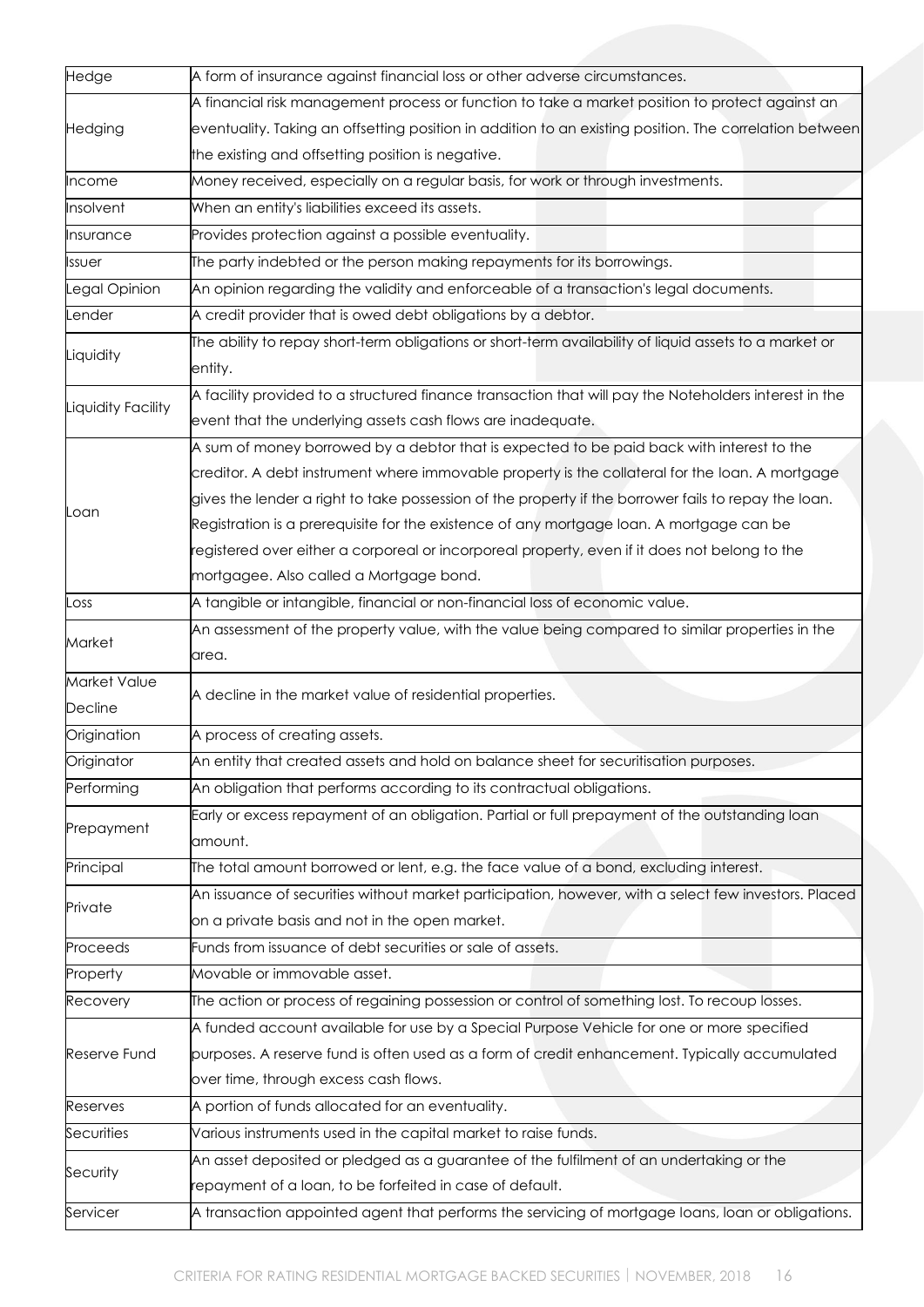| | |
|---|---|
| Hedge | A form of insurance against financial loss or other adverse circumstances. |
| Hedging | A financial risk management process or function to take a market position to protect against an eventuality. Taking an offsetting position in addition to an existing position. The correlation between the existing and offsetting position is negative. |
| Income | Money received, especially on a regular basis, for work or through investments. |
| Insolvent | When an entity's liabilities exceed its assets. |
| Insurance | Provides protection against a possible eventuality. |
| Issuer | The party indebted or the person making repayments for its borrowings. |
| Legal Opinion | An opinion regarding the validity and enforceable of a transaction's legal documents. |
| Lender | A credit provider that is owed debt obligations by a debtor. |
| Liquidity | The ability to repay short-term obligations or short-term availability of liquid assets to a market or entity. |
| Liquidity Facility | A facility provided to a structured finance transaction that will pay the Noteholders interest in the event that the underlying assets cash flows are inadequate. |
| Loan | A sum of money borrowed by a debtor that is expected to be paid back with interest to the creditor. A debt instrument where immovable property is the collateral for the loan. A mortgage gives the lender a right to take possession of the property if the borrower fails to repay the loan. Registration is a prerequisite for the existence of any mortgage loan. A mortgage can be registered over either a corporeal or incorporeal property, even if it does not belong to the mortgagee. Also called a Mortgage bond. |
| Loss | A tangible or intangible, financial or non-financial loss of economic value. |
| Market | An assessment of the property value, with the value being compared to similar properties in the area. |
| Market Value Decline | A decline in the market value of residential properties. |
| Origination | A process of creating assets. |
| Originator | An entity that created assets and hold on balance sheet for securitisation purposes. |
| Performing | An obligation that performs according to its contractual obligations. |
| Prepayment | Early or excess repayment of an obligation. Partial or full prepayment of the outstanding loan amount. |
| Principal | The total amount borrowed or lent, e.g. the face value of a bond, excluding interest. |
| Private | An issuance of securities without market participation, however, with a select few investors. Placed on a private basis and not in the open market. |
| Proceeds | Funds from issuance of debt securities or sale of assets. |
| Property | Movable or immovable asset. |
| Recovery | The action or process of regaining possession or control of something lost. To recoup losses. |
| Reserve Fund | A funded account available for use by a Special Purpose Vehicle for one or more specified purposes. A reserve fund is often used as a form of credit enhancement. Typically accumulated over time, through excess cash flows. |
| Reserves | A portion of funds allocated for an eventuality. |
| Securities | Various instruments used in the capital market to raise funds. |
| Security | An asset deposited or pledged as a guarantee of the fulfilment of an undertaking or the repayment of a loan, to be forfeited in case of default. |
| Servicer | A transaction appointed agent that performs the servicing of mortgage loans, loan or obligations. |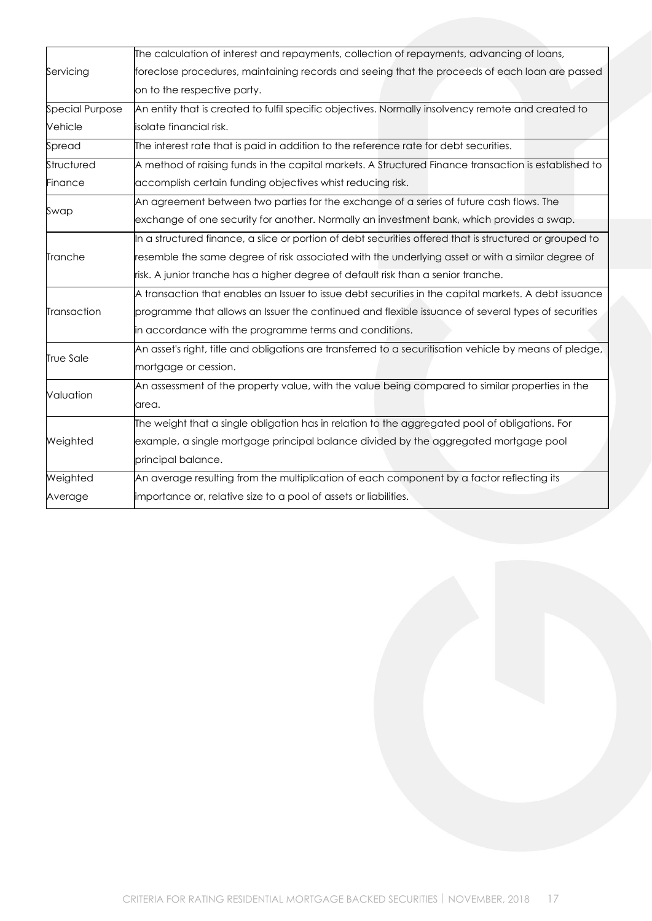| | |
|---|---|
| Servicing | The calculation of interest and repayments, collection of repayments, advancing of loans, foreclose procedures, maintaining records and seeing that the proceeds of each loan are passed on to the respective party. |
| Special Purpose Vehicle | An entity that is created to fulfil specific objectives. Normally insolvency remote and created to isolate financial risk. |
| Spread | The interest rate that is paid in addition to the reference rate for debt securities. |
| Structured Finance | A method of raising funds in the capital markets. A Structured Finance transaction is established to accomplish certain funding objectives whist reducing risk. |
| Swap | An agreement between two parties for the exchange of a series of future cash flows. The exchange of one security for another. Normally an investment bank, which provides a swap. |
| Tranche | In a structured finance, a slice or portion of debt securities offered that is structured or grouped to resemble the same degree of risk associated with the underlying asset or with a similar degree of risk. A junior tranche has a higher degree of default risk than a senior tranche. |
| Transaction | A transaction that enables an Issuer to issue debt securities in the capital markets. A debt issuance programme that allows an Issuer the continued and flexible issuance of several types of securities in accordance with the programme terms and conditions. |
| True Sale | An asset's right, title and obligations are transferred to a securitisation vehicle by means of pledge, mortgage or cession. |
| Valuation | An assessment of the property value, with the value being compared to similar properties in the area. |
| Weighted | The weight that a single obligation has in relation to the aggregated pool of obligations. For example, a single mortgage principal balance divided by the aggregated mortgage pool principal balance. |
| Weighted Average | An average resulting from the multiplication of each component by a factor reflecting its importance or, relative size to a pool of assets or liabilities. |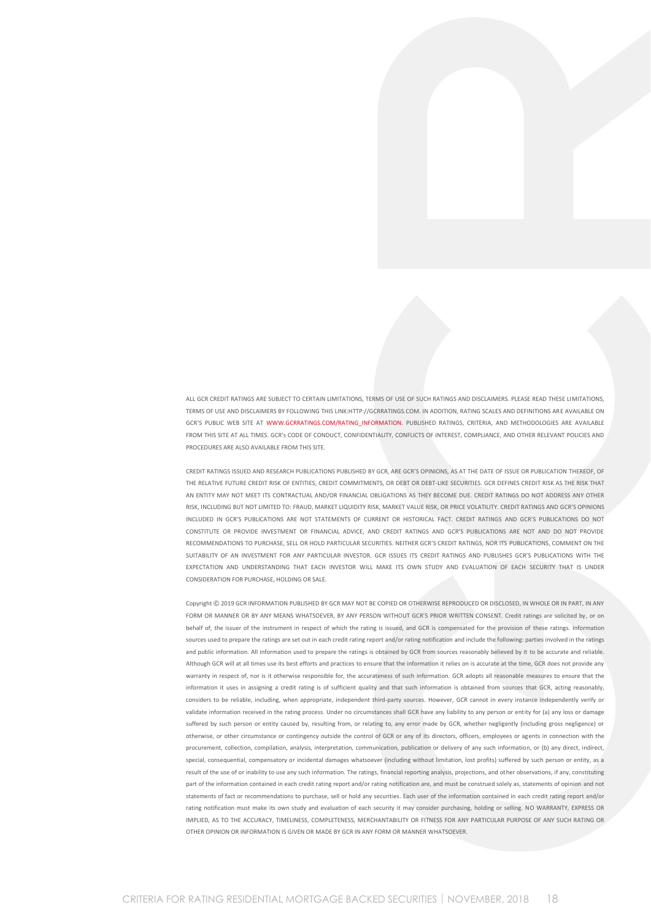ALL GCR CREDIT RATINGS ARE SUBJECT TO CERTAIN LIMITATIONS, TERMS OF USE OF SUCH RATINGS AND DISCLAIMERS. PLEASE READ THESE LIMITATIONS, TERMS OF USE AND DISCLAIMERS BY FOLLOWING THIS LINK:HTTP://GCRRATINGS.COM. IN ADDITION, RATING SCALES AND DEFINITIONS ARE AVAILABLE ON GCR'S PUBLIC WEB SITE AT WWW.GCRRATINGS.COM/RATING_INFORMATION. PUBLISHED RATINGS, CRITERIA, AND METHODOLOGIES ARE AVAILABLE FROM THIS SITE AT ALL TIMES. GCR's CODE OF CONDUCT, CONFIDENTIALITY, CONFLICTS OF INTEREST, COMPLIANCE, AND OTHER RELEVANT POLICIES AND PROCEDURES ARE ALSO AVAILABLE FROM THIS SITE.

CREDIT RATINGS ISSUED AND RESEARCH PUBLICATIONS PUBLISHED BY GCR, ARE GCR'S OPINIONS, AS AT THE DATE OF ISSUE OR PUBLICATION THEREOF, OF THE RELATIVE FUTURE CREDIT RISK OF ENTITIES, CREDIT COMMITMENTS, OR DEBT OR DEBT-LIKE SECURITIES. GCR DEFINES CREDIT RISK AS THE RISK THAT AN ENTITY MAY NOT MEET ITS CONTRACTUAL AND/OR FINANCIAL OBLIGATIONS AS THEY BECOME DUE. CREDIT RATINGS DO NOT ADDRESS ANY OTHER RISK, INCLUDING BUT NOT LIMITED TO: FRAUD, MARKET LIQUIDITY RISK, MARKET VALUE RISK, OR PRICE VOLATILITY. CREDIT RATINGS AND GCR'S OPINIONS INCLUDED IN GCR'S PUBLICATIONS ARE NOT STATEMENTS OF CURRENT OR HISTORICAL FACT. CREDIT RATINGS AND GCR'S PUBLICATIONS DO NOT CONSTITUTE OR PROVIDE INVESTMENT OR FINANCIAL ADVICE, AND CREDIT RATINGS AND GCR'S PUBLICATIONS ARE NOT AND DO NOT PROVIDE RECOMMENDATIONS TO PURCHASE, SELL OR HOLD PARTICULAR SECURITIES. NEITHER GCR'S CREDIT RATINGS, NOR ITS PUBLICATIONS, COMMENT ON THE SUITABILITY OF AN INVESTMENT FOR ANY PARTICULAR INVESTOR. GCR ISSUES ITS CREDIT RATINGS AND PUBLISHES GCR'S PUBLICATIONS WITH THE EXPECTATION AND UNDERSTANDING THAT EACH INVESTOR WILL MAKE ITS OWN STUDY AND EVALUATION OF EACH SECURITY THAT IS UNDER CONSIDERATION FOR PURCHASE, HOLDING OR SALE.

Copyright © 2019 GCR INFORMATION PUBLISHED BY GCR MAY NOT BE COPIED OR OTHERWISE REPRODUCED OR DISCLOSED, IN WHOLE OR IN PART, IN ANY FORM OR MANNER OR BY ANY MEANS WHATSOEVER, BY ANY PERSON WITHOUT GCR'S PRIOR WRITTEN CONSENT. Credit ratings are solicited by, or on behalf of, the issuer of the instrument in respect of which the rating is issued, and GCR is compensated for the provision of these ratings. Information sources used to prepare the ratings are set out in each credit rating report and/or rating notification and include the following: parties involved in the ratings and public information. All information used to prepare the ratings is obtained by GCR from sources reasonably believed by it to be accurate and reliable. Although GCR will at all times use its best efforts and practices to ensure that the information it relies on is accurate at the time, GCR does not provide any warranty in respect of, nor is it otherwise responsible for, the accurateness of such information. GCR adopts all reasonable measures to ensure that the information it uses in assigning a credit rating is of sufficient quality and that such information is obtained from sources that GCR, acting reasonably, considers to be reliable, including, when appropriate, independent third-party sources. However, GCR cannot in every instance independently verify or validate information received in the rating process. Under no circumstances shall GCR have any liability to any person or entity for (a) any loss or damage suffered by such person or entity caused by, resulting from, or relating to, any error made by GCR, whether negligently (including gross negligence) or otherwise, or other circumstance or contingency outside the control of GCR or any of its directors, officers, employees or agents in connection with the procurement, collection, compilation, analysis, interpretation, communication, publication or delivery of any such information, or (b) any direct, indirect, special, consequential, compensatory or incidental damages whatsoever (including without limitation, lost profits) suffered by such person or entity, as a result of the use of or inability to use any such information. The ratings, financial reporting analysis, projections, and other observations, if any, constituting part of the information contained in each credit rating report and/or rating notification are, and must be construed solely as, statements of opinion and not statements of fact or recommendations to purchase, sell or hold any securities. Each user of the information contained in each credit rating report and/or rating notification must make its own study and evaluation of each security it may consider purchasing, holding or selling. NO WARRANTY, EXPRESS OR IMPLIED, AS TO THE ACCURACY, TIMELINESS, COMPLETENESS, MERCHANTABILITY OR FITNESS FOR ANY PARTICULAR PURPOSE OF ANY SUCH RATING OR OTHER OPINION OR INFORMATION IS GIVEN OR MADE BY GCR IN ANY FORM OR MANNER WHATSOEVER.